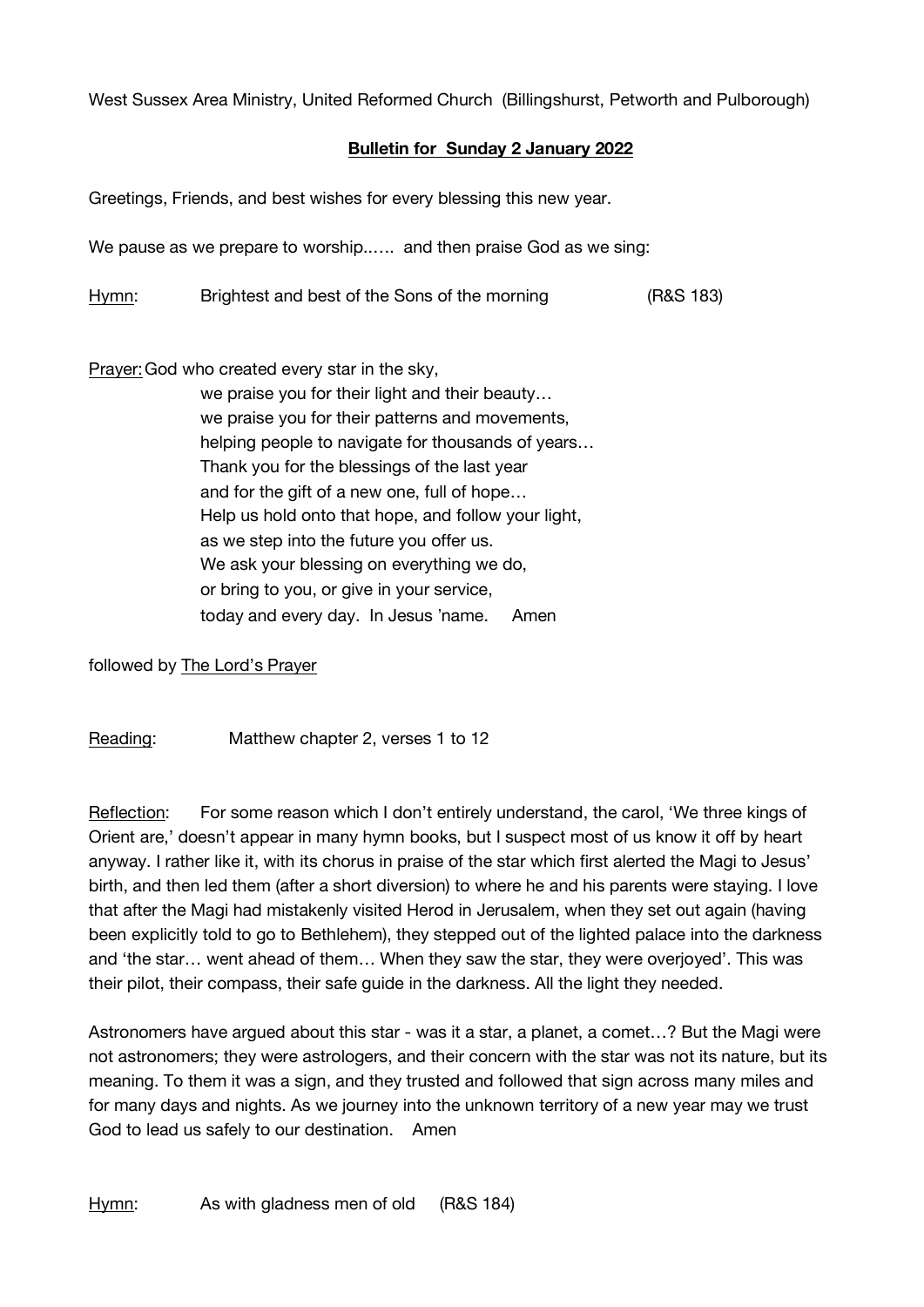West Sussex Area Ministry, United Reformed Church (Billingshurst, Petworth and Pulborough)

**Bulletin for Sunday 2 January 2022**

Greetings, Friends, and best wishes for every blessing this new year.

We pause as we prepare to worship...... and then praise God as we sing:

Hymn: Brightest and best of the Sons of the morning (R&S 183)

Prayer: God who created every star in the sky,
we praise you for their light and their beauty…
we praise you for their patterns and movements,
helping people to navigate for thousands of years…
Thank you for the blessings of the last year
and for the gift of a new one, full of hope…
Help us hold onto that hope, and follow your light,
as we step into the future you offer us.
We ask your blessing on everything we do,
or bring to you, or give in your service,
today and every day. In Jesus 'name. Amen

followed by The Lord's Prayer

Reading: Matthew chapter 2, verses 1 to 12

Reflection: For some reason which I don't entirely understand, the carol, 'We three kings of Orient are,' doesn't appear in many hymn books, but I suspect most of us know it off by heart anyway. I rather like it, with its chorus in praise of the star which first alerted the Magi to Jesus' birth, and then led them (after a short diversion) to where he and his parents were staying. I love that after the Magi had mistakenly visited Herod in Jerusalem, when they set out again (having been explicitly told to go to Bethlehem), they stepped out of the lighted palace into the darkness and 'the star… went ahead of them… When they saw the star, they were overjoyed'. This was their pilot, their compass, their safe guide in the darkness. All the light they needed.

Astronomers have argued about this star - was it a star, a planet, a comet…? But the Magi were not astronomers; they were astrologers, and their concern with the star was not its nature, but its meaning. To them it was a sign, and they trusted and followed that sign across many miles and for many days and nights. As we journey into the unknown territory of a new year may we trust God to lead us safely to our destination. Amen

Hymn: As with gladness men of old (R&S 184)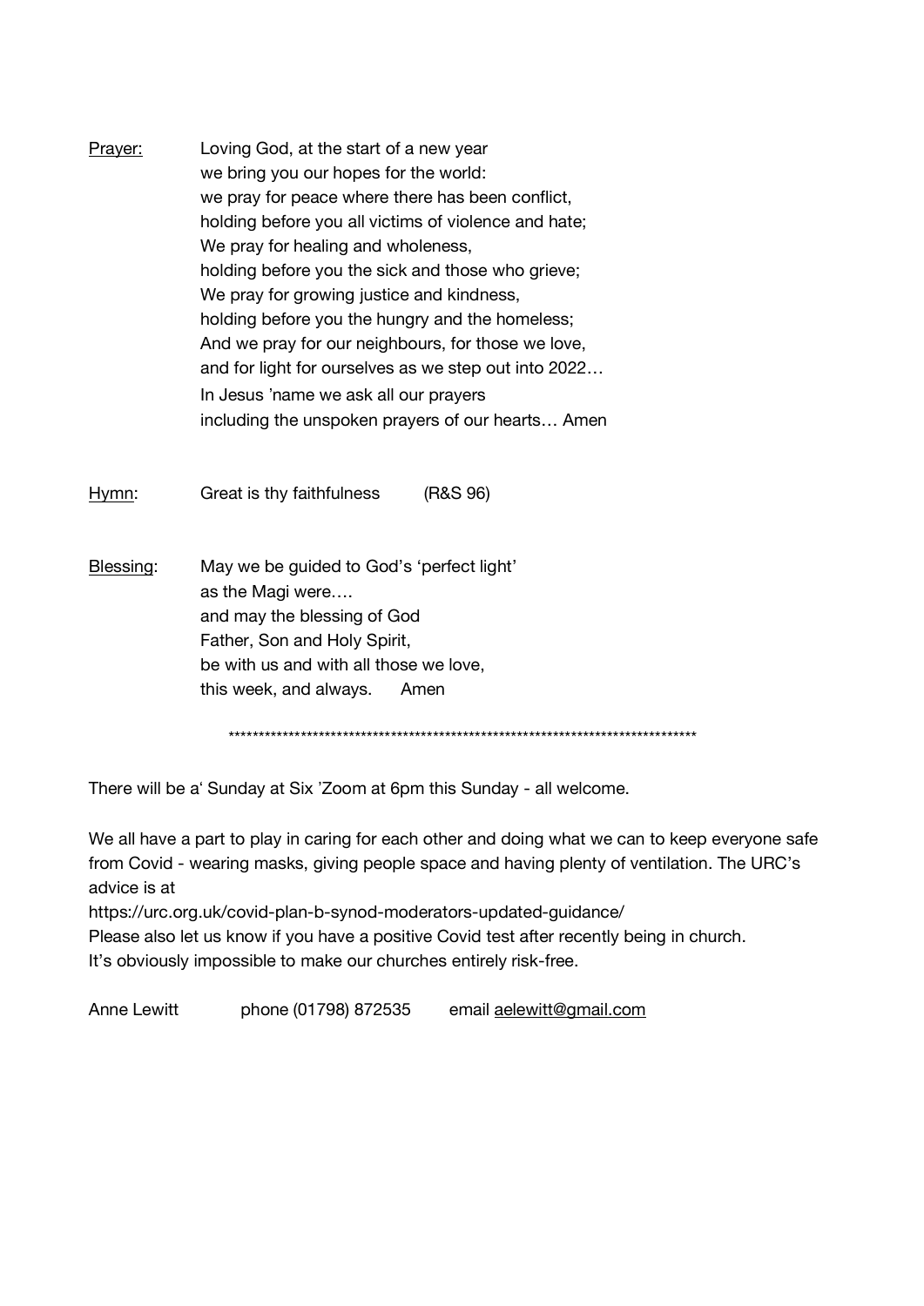<u>Prayer:</u> Loving God, at the start of a new year
we bring you our hopes for the world:
we pray for peace where there has been conflict,
holding before you all victims of violence and hate;
We pray for healing and wholeness,
holding before you the sick and those who grieve;
We pray for growing justice and kindness,
holding before you the hungry and the homeless;
And we pray for our neighbours, for those we love,
and for light for ourselves as we step out into 2022…
In Jesus 'name we ask all our prayers
including the unspoken prayers of our hearts… Amen

<u>Hymn</u>: Great is thy faithfulness (R&S 96)

<u>Blessing</u>: May we be guided to God's 'perfect light'
as the Magi were….
and may the blessing of God
Father, Son and Holy Spirit,
be with us and with all those we love,
this week, and always. Amen

********************************************************************************

There will be a' Sunday at Six 'Zoom at 6pm this Sunday - all welcome.

We all have a part to play in caring for each other and doing what we can to keep everyone safe from Covid - wearing masks, giving people space and having plenty of ventilation. The URC's advice is at
https://urc.org.uk/covid-plan-b-synod-moderators-updated-guidance/
Please also let us know if you have a positive Covid test after recently being in church.
It's obviously impossible to make our churches entirely risk-free.

Anne Lewitt phone (01798) 872535 email aelewitt@gmail.com